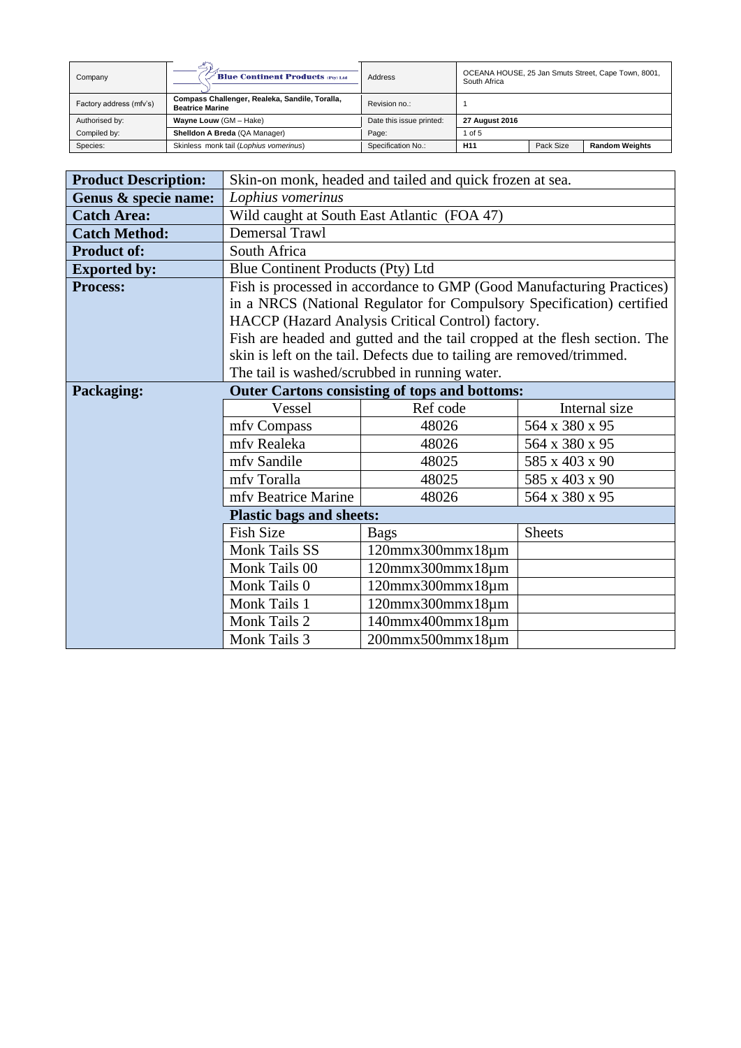| Company | Blue Continent Products (Pty) Ltd | Address | OCEANA HOUSE, 25 Jan Smuts Street, Cape Town, 8001, South Africa | |
|---|---|---|---|---|
| Factory address (mfv's) | **Compass Challenger, Realeka, Sandile, Toralla, Beatrice Marine** | Revision no.: | 1 | |
| Authorised by: | **Wayne Louw** (GM – Hake) | Date this issue printed: | **27 August 2016** | |
| Compiled by: | **Shelldon A Breda** (QA Manager) | Page: | 1 of 5 | |
| Species: | Skinless monk tail (*Lophius vomerinus*) | Specification No.: | **H11** | Pack Size | **Random Weights** |

| | | | |
|---|---|---|---|
| **Product Description:** | Skin-on monk, headed and tailed and quick frozen at sea. | | |
| **Genus & specie name:** | *Lophius vomerinus* | | |
| **Catch Area:** | Wild caught at South East Atlantic (FOA 47) | | |
| **Catch Method:** | Demersal Trawl | | |
| **Product of:** | South Africa | | |
| **Exported by:** | Blue Continent Products (Pty) Ltd | | |
| **Process:** | Fish is processed in accordance to GMP (Good Manufacturing Practices) in a NRCS (National Regulator for Compulsory Specification) certified HACCP (Hazard Analysis Critical Control) factory. Fish are headed and gutted and the tail cropped at the flesh section. The skin is left on the tail. Defects due to tailing are removed/trimmed. The tail is washed/scrubbed in running water. | | |
| **Packaging:** | **Outer Cartons consisting of tops and bottoms:** | | |
| | Vessel | Ref code | Internal size |
| | mfv Compass | 48026 | 564 x 380 x 95 |
| | mfv Realeka | 48026 | 564 x 380 x 95 |
| | mfv Sandile | 48025 | 585 x 403 x 90 |
| | mfv Toralla | 48025 | 585 x 403 x 90 |
| | mfv Beatrice Marine | 48026 | 564 x 380 x 95 |
| | **Plastic bags and sheets:** | | |
| | Fish Size | Bags | Sheets |
| | Monk Tails SS | 120mmx300mmx18µm | |
| | Monk Tails 00 | 120mmx300mmx18µm | |
| | Monk Tails 0 | 120mmx300mmx18µm | |
| | Monk Tails 1 | 120mmx300mmx18µm | |
| | Monk Tails 2 | 140mmx400mmx18µm | |
| | Monk Tails 3 | 200mmx500mmx18µm | |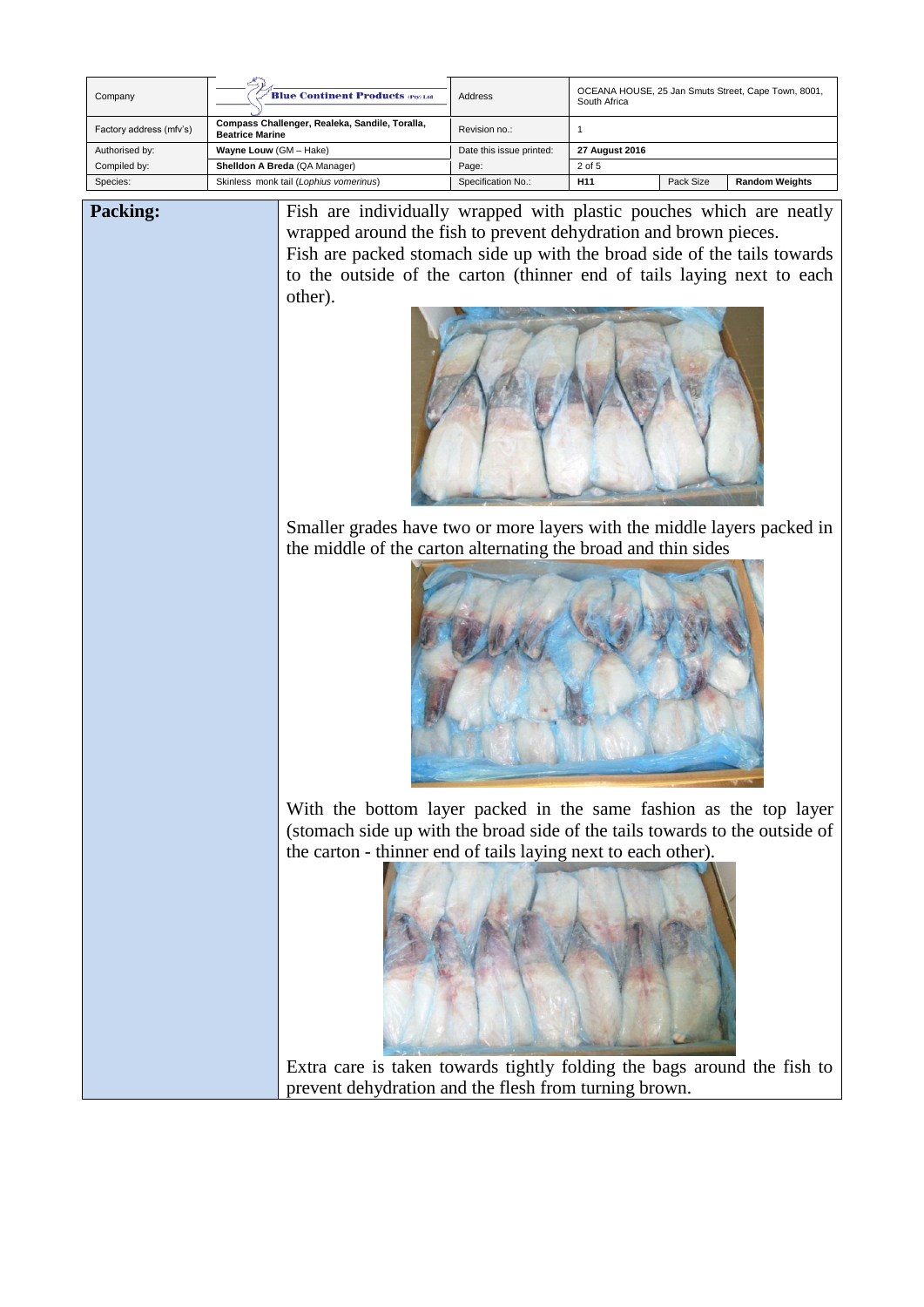| Company | Blue Continent Products (Pty) Ltd | Address | OCEANA HOUSE, 25 Jan Smuts Street, Cape Town, 8001, South Africa | |
|---|---|---|---|---|
| Factory address (mfv's) | **Compass Challenger, Realeka, Sandile, Toralla, Beatrice Marine** | Revision no.: | 1 | |
| Authorised by: | **Wayne Louw** (GM – Hake) | Date this issue printed: | **27 August 2016** | |
| Compiled by: | **Shelldon A Breda** (QA Manager) | Page: | 2 of 5 | |
| Species: | Skinless monk tail (*Lophius vomerinus*) | Specification No.: | **H11** | Pack Size: **Random Weights** |

| | |
|---|---|
| **Packing:** | Fish are individually wrapped with plastic pouches which are neatly wrapped around the fish to prevent dehydration and brown pieces. Fish are packed stomach side up with the broad side of the tails towards to the outside of the carton (thinner end of tails laying next to each other). Smaller grades have two or more layers with the middle layers packed in the middle of the carton alternating the broad and thin sides With the bottom layer packed in the same fashion as the top layer (stomach side up with the broad side of the tails towards to the outside of the carton - thinner end of tails laying next to each other). Extra care is taken towards tightly folding the bags around the fish to prevent dehydration and the flesh from turning brown. |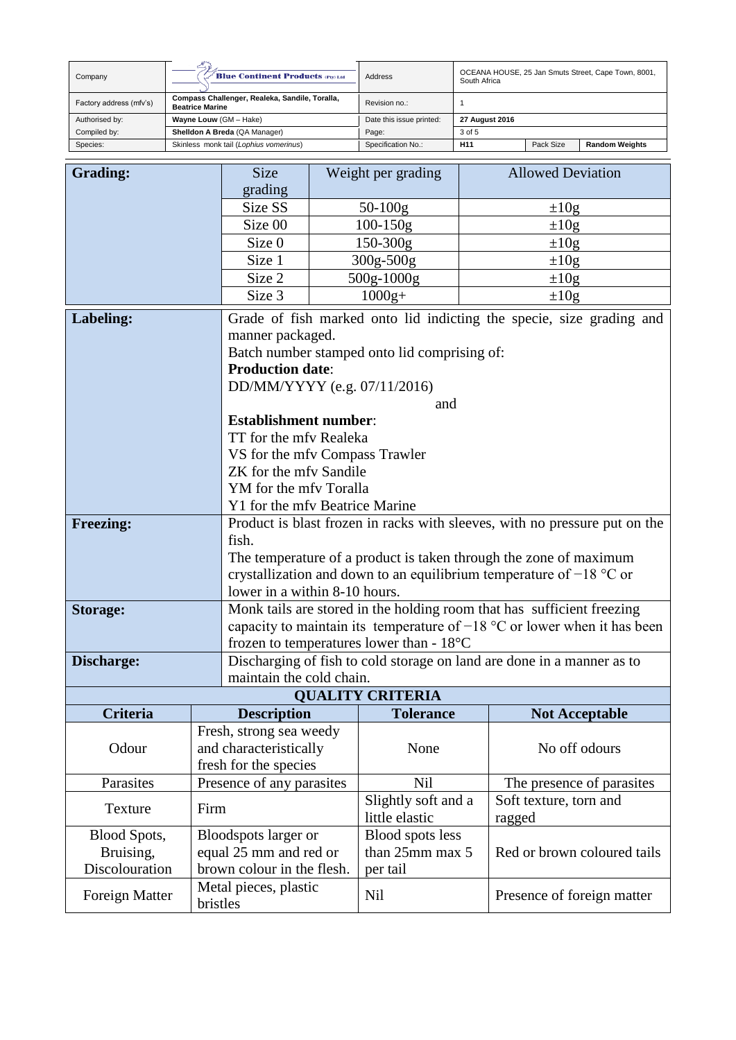| Company | Blue Continent Products (Pty) Ltd | Address | OCEANA HOUSE, 25 Jan Smuts Street, Cape Town, 8001, South Africa | |
|---|---|---|---|---|
| Factory address (mfv's) | Compass Challenger, Realeka, Sandile, Toralla, Beatrice Marine | Revision no.: | 1 | |
| Authorised by: | **Wayne Louw** (GM – Hake) | Date this issue printed: | **27 August 2016** | |
| Compiled by: | **Shelldon A Breda** (QA Manager) | Page: | 3 of 5 | |
| Species: | Skinless monk tail (*Lophius vomerinus*) | Specification No.: | **H11** | Pack Size / **Random Weights** |

| **Grading:** | Size grading | Weight per grading | Allowed Deviation |
|---|---|---|---|
| | Size SS | 50-100g | ±10g |
| | Size 00 | 100-150g | ±10g |
| | Size 0 | 150-300g | ±10g |
| | Size 1 | 300g-500g | ±10g |
| | Size 2 | 500g-1000g | ±10g |
| | Size 3 | 1000g+ | ±10g |

| | |
|---|---|
| **Labeling:** | Grade of fish marked onto lid indicting the specie, size grading and manner packaged.<br>Batch number stamped onto lid comprising of:<br>**Production date**:<br>DD/MM/YYYY (e.g. 07/11/2016)<br>and<br>**Establishment number**:<br>TT for the mfv Realeka<br>VS for the mfv Compass Trawler<br>ZK for the mfv Sandile<br>YM for the mfv Toralla<br>Y1 for the mfv Beatrice Marine |
| **Freezing:** | Product is blast frozen in racks with sleeves, with no pressure put on the fish.<br>The temperature of a product is taken through the zone of maximum crystallization and down to an equilibrium temperature of −18 °C or lower in a within 8-10 hours. |
| **Storage:** | Monk tails are stored in the holding room that has sufficient freezing capacity to maintain its temperature of −18 °C or lower when it has been frozen to temperatures lower than - 18°C |
| **Discharge:** | Discharging of fish to cold storage on land are done in a manner as to maintain the cold chain. |

**QUALITY CRITERIA**

| Criteria | Description | Tolerance | Not Acceptable |
|---|---|---|---|
| Odour | Fresh, strong sea weedy and characteristically fresh for the species | None | No off odours |
| Parasites | Presence of any parasites | Nil | The presence of parasites |
| Texture | Firm | Slightly soft and a little elastic | Soft texture, torn and ragged |
| Blood Spots, Bruising, Discolouration | Bloodspots larger or equal 25 mm and red or brown colour in the flesh. | Blood spots less than 25mm max 5 per tail | Red or brown coloured tails |
| Foreign Matter | Metal pieces, plastic bristles | Nil | Presence of foreign matter |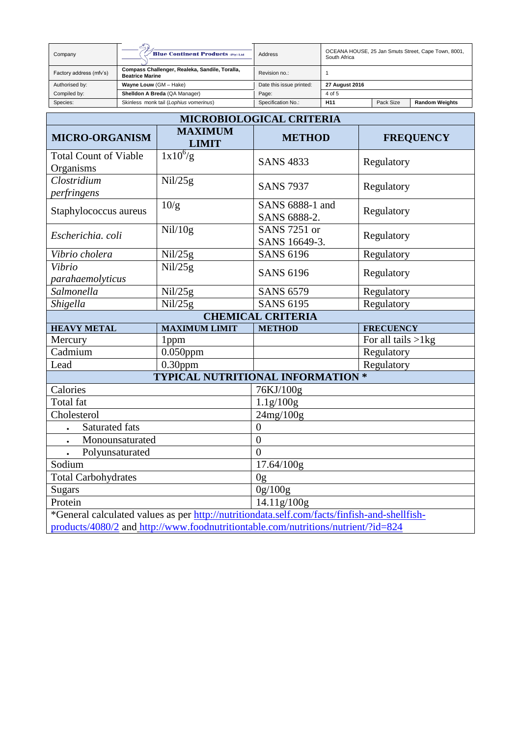| Company | Blue Continent Products (Pty) Ltd | Address | OCEANA HOUSE, 25 Jan Smuts Street, Cape Town, 8001, South Africa | | |
|---|---|---|---|---|---|
| Factory address (mfv's) | **Compass Challenger, Realeka, Sandile, Toralla, Beatrice Marine** | Revision no.: | 1 | | |
| Authorised by: | **Wayne Louw** (GM – Hake) | Date this issue printed: | **27 August 2016** | | |
| Compiled by: | **Shelldon A Breda** (QA Manager) | Page: | 4 of 5 | | |
| Species: | Skinless monk tail (*Lophius vomerinus*) | Specification No.: | **H11** | Pack Size | **Random Weights** |

| **MICROBIOLOGICAL CRITERIA** | | | |
|---|---|---|---|
| **MICRO-ORGANISM** | **MAXIMUM LIMIT** | **METHOD** | **FREQUENCY** |
| Total Count of Viable Organisms | $1x10^6$/g | SANS 4833 | Regulatory |
| *Clostridium perfringens* | Nil/25g | SANS 7937 | Regulatory |
| Staphylococcus aureus | 10/g | SANS 6888-1 and SANS 6888-2. | Regulatory |
| *Escherichia. coli* | Nil/10g | SANS 7251 or SANS 16649-3. | Regulatory |
| *Vibrio cholera* | Nil/25g | SANS 6196 | Regulatory |
| *Vibrio parahaemolyticus* | Nil/25g | SANS 6196 | Regulatory |
| *Salmonella* | Nil/25g | SANS 6579 | Regulatory |
| *Shigella* | Nil/25g | SANS 6195 | Regulatory |
| **CHEMICAL CRITERIA** | | | |
| **HEAVY METAL** | **MAXIMUM LIMIT** | **METHOD** | **FRECUENCY** |
| Mercury | 1ppm | | For all tails >1kg |
| Cadmium | 0.050ppm | | Regulatory |
| Lead | 0.30ppm | | Regulatory |

| **TYPICAL NUTRITIONAL INFORMATION *** | |
|---|---|
| Calories | 76KJ/100g |
| Total fat | 1.1g/100g |
| Cholesterol | 24mg/100g |
| • Saturated fats | 0 |
| • Monounsaturated | 0 |
| • Polyunsaturated | 0 |
| Sodium | 17.64/100g |
| Total Carbohydrates | 0g |
| Sugars | 0g/100g |
| Protein | 14.11g/100g |

*General calculated values as per http://nutritiondata.self.com/facts/finfish-and-shellfish-products/4080/2 and http://www.foodnutritiontable.com/nutritions/nutrient/?id=824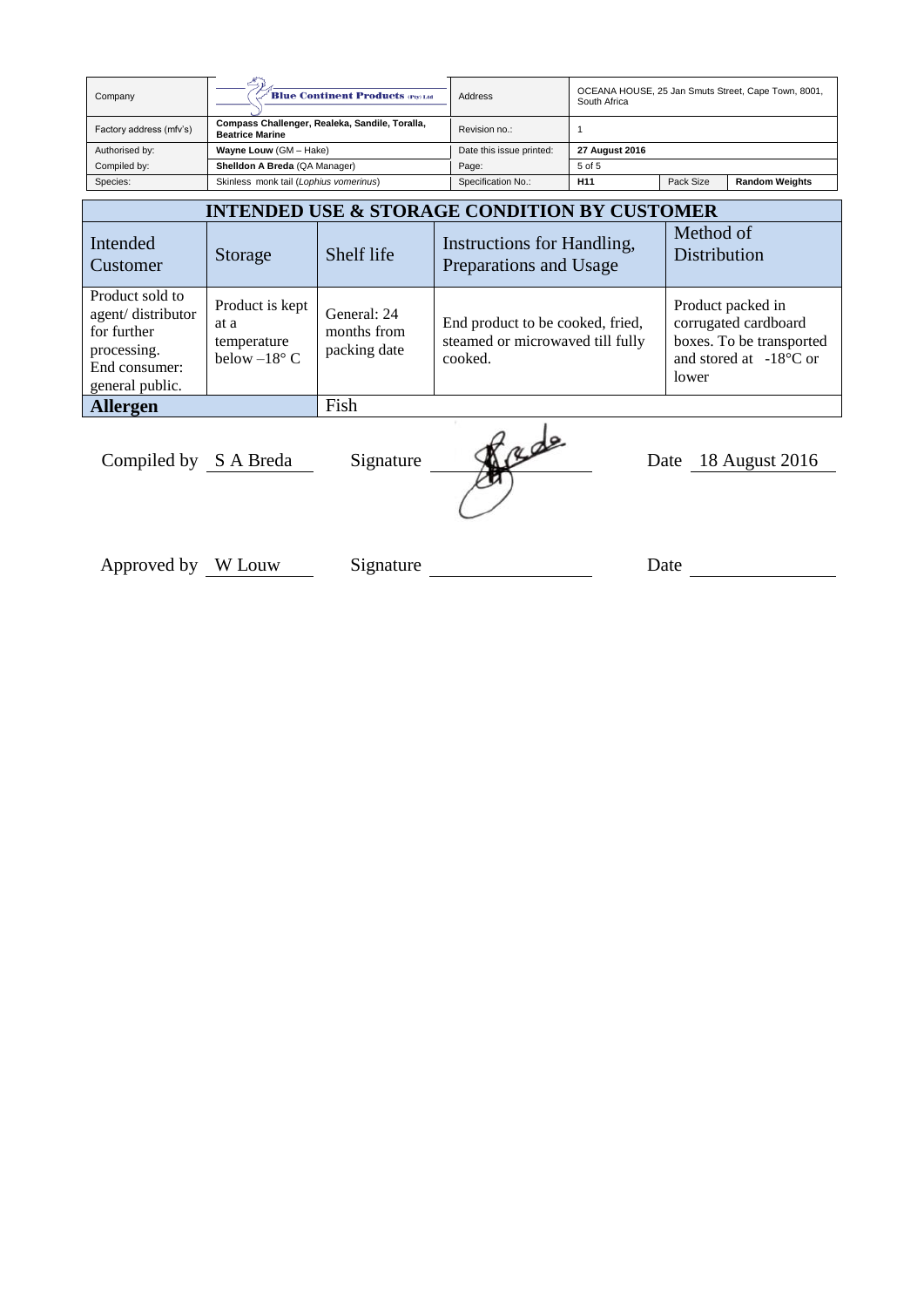| | | | | | | |
|---|---|---|---|---|---|---|
| Company | Blue Continent Products (Pty) Ltd | Address | OCEANA HOUSE, 25 Jan Smuts Street, Cape Town, 8001, South Africa | | | |
| Factory address (mfv's) | **Compass Challenger, Realeka, Sandile, Toralla, Beatrice Marine** | Revision no.: | 1 | | | |
| Authorised by: | **Wayne Louw** (GM – Hake) | Date this issue printed: | **27 August 2016** | | | |
| Compiled by: | **Shelldon A Breda** (QA Manager) | Page: | 5 of 5 | | | |
| Species: | Skinless monk tail (*Lophius vomerinus*) | Specification No.: | **H11** | Pack Size | **Random Weights** | |

| INTENDED USE & STORAGE CONDITION BY CUSTOMER | | | | |
|---|---|---|---|---|
| Intended Customer | Storage | Shelf life | Instructions for Handling, Preparations and Usage | Method of Distribution |
| Product sold to agent/ distributor for further processing. End consumer: general public. | Product is kept at a temperature below –18° C | General: 24 months from packing date | End product to be cooked, fried, steamed or microwaved till fully cooked. | Product packed in corrugated cardboard boxes. To be transported and stored at -18°C or lower |
| **Allergen** | | Fish | | |

Compiled by S A Breda Signature Date 18 August 2016

Approved by W Louw Signature Date